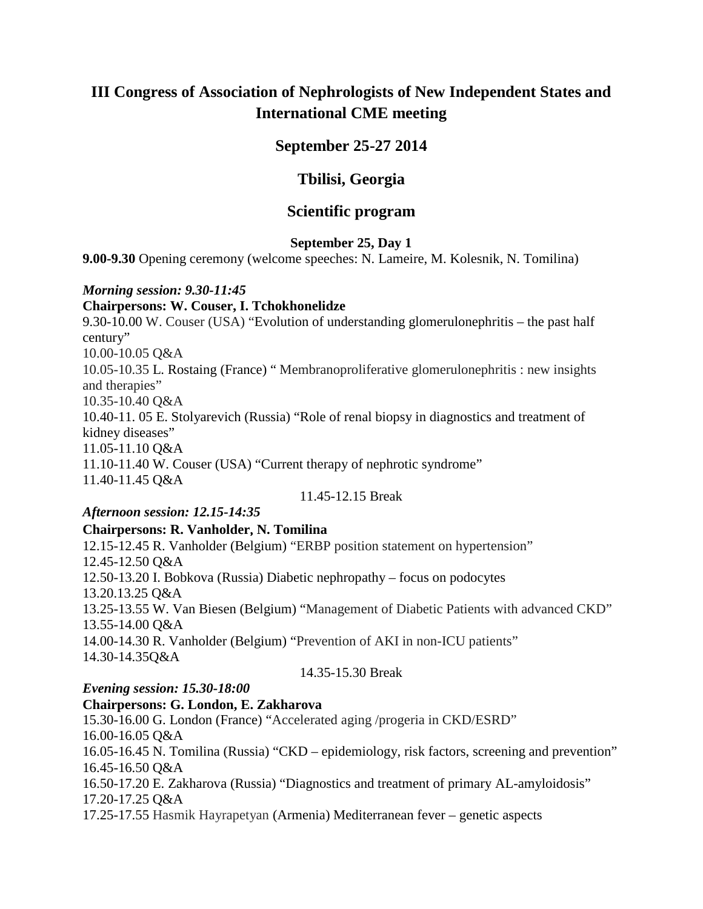# III Congress of Association of Nephrologists of New Independent States and International CME meeting

## September 25-27 2014

## Tbilisi, Georgia

## Scientific program

### September 25, Day 1

**9.00-9.30** Opening ceremony (welcome speeches: N. Lameire, M. Kolesnik, N. Tomilina)

***Morning session: 9.30-11:45***

**Chairpersons: W. Couser, I. Tchokhonelidze**

9.30-10.00 W. Couser (USA) "Evolution of understanding glomerulonephritis – the past half century"
10.00-10.05 Q&A
10.05-10.35 L. Rostaing (France) " Membranoproliferative glomerulonephritis : new insights and therapies"
10.35-10.40 Q&A
10.40-11. 05 E. Stolyarevich (Russia) "Role of renal biopsy in diagnostics and treatment of kidney diseases"
11.05-11.10 Q&A
11.10-11.40 W. Couser (USA) "Current therapy of nephrotic syndrome"
11.40-11.45 Q&A

11.45-12.15 Break

***Afternoon session: 12.15-14:35***

**Chairpersons: R. Vanholder, N. Tomilina**

12.15-12.45 R. Vanholder (Belgium) "ERBP position statement on hypertension"
12.45-12.50 Q&A
12.50-13.20 I. Bobkova (Russia) Diabetic nephropathy – focus on podocytes
13.20.13.25 Q&A
13.25-13.55 W. Van Biesen (Belgium) "Management of Diabetic Patients with advanced CKD"
13.55-14.00 Q&A
14.00-14.30 R. Vanholder (Belgium) "Prevention of AKI in non-ICU patients"
14.30-14.35Q&A

14.35-15.30 Break

***Evening session: 15.30-18:00***

**Chairpersons: G. London, E. Zakharova**

15.30-16.00 G. London (France) "Accelerated aging /progeria in CKD/ESRD"
16.00-16.05 Q&A
16.05-16.45 N. Tomilina (Russia) "CKD – epidemiology, risk factors, screening and prevention"
16.45-16.50 Q&A
16.50-17.20 E. Zakharova (Russia) "Diagnostics and treatment of primary AL-amyloidosis"
17.20-17.25 Q&A
17.25-17.55 Hasmik Hayrapetyan (Armenia) Mediterranean fever – genetic aspects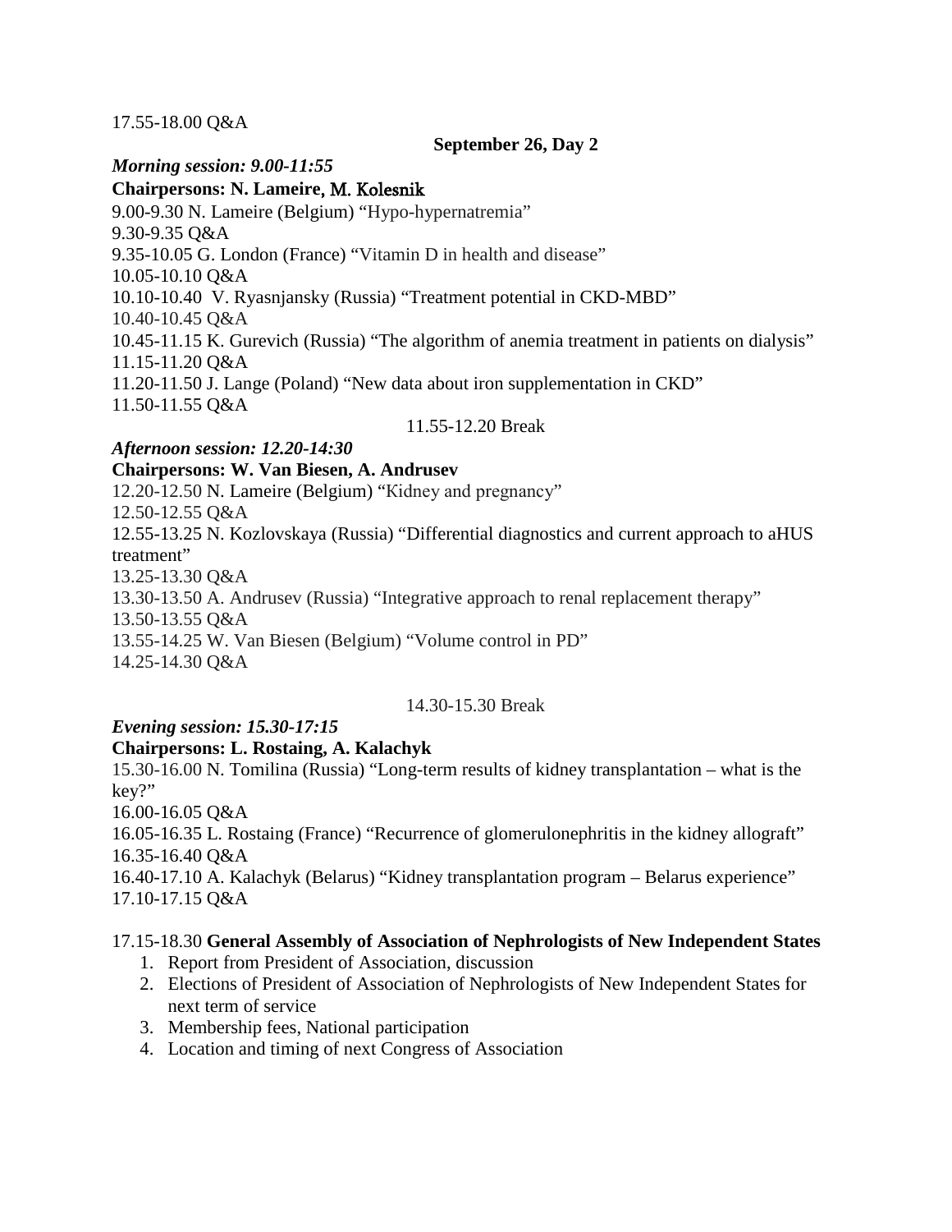17.55-18.00 Q&A

**September 26, Day 2**

***Morning session: 9.00-11:55***

**Chairpersons: N. Lameire, M. Kolesnik**

9.00-9.30 N. Lameire (Belgium) “Hypo-hypernatremia”

9.30-9.35 Q&A

9.35-10.05 G. London (France) “Vitamin D in health and disease”

10.05-10.10 Q&A

10.10-10.40 V. Ryasnjansky (Russia) “Treatment potential in CKD-MBD”

10.40-10.45 Q&A

10.45-11.15 K. Gurevich (Russia) “The algorithm of anemia treatment in patients on dialysis”

11.15-11.20 Q&A

11.20-11.50 J. Lange (Poland) “New data about iron supplementation in CKD”

11.50-11.55 Q&A

11.55-12.20 Break

***Afternoon session: 12.20-14:30***

**Chairpersons: W. Van Biesen, A. Andrusev**

12.20-12.50 N. Lameire (Belgium) “Kidney and pregnancy”

12.50-12.55 Q&A

12.55-13.25 N. Kozlovskaya (Russia) “Differential diagnostics and current approach to aHUS treatment”

13.25-13.30 Q&A

13.30-13.50 A. Andrusev (Russia) “Integrative approach to renal replacement therapy”

13.50-13.55 Q&A

13.55-14.25 W. Van Biesen (Belgium) “Volume control in PD”

14.25-14.30 Q&A

14.30-15.30 Break

***Evening session: 15.30-17:15***

**Chairpersons: L. Rostaing, A. Kalachyk**

15.30-16.00 N. Tomilina (Russia) “Long-term results of kidney transplantation – what is the key?”

16.00-16.05 Q&A

16.05-16.35 L. Rostaing (France) “Recurrence of glomerulonephritis in the kidney allograft”

16.35-16.40 Q&A

16.40-17.10 A. Kalachyk (Belarus) “Kidney transplantation program – Belarus experience”

17.10-17.15 Q&A

17.15-18.30 **General Assembly of Association of Nephrologists of New Independent States**

1. Report from President of Association, discussion
2. Elections of President of Association of Nephrologists of New Independent States for next term of service
3. Membership fees, National participation
4. Location and timing of next Congress of Association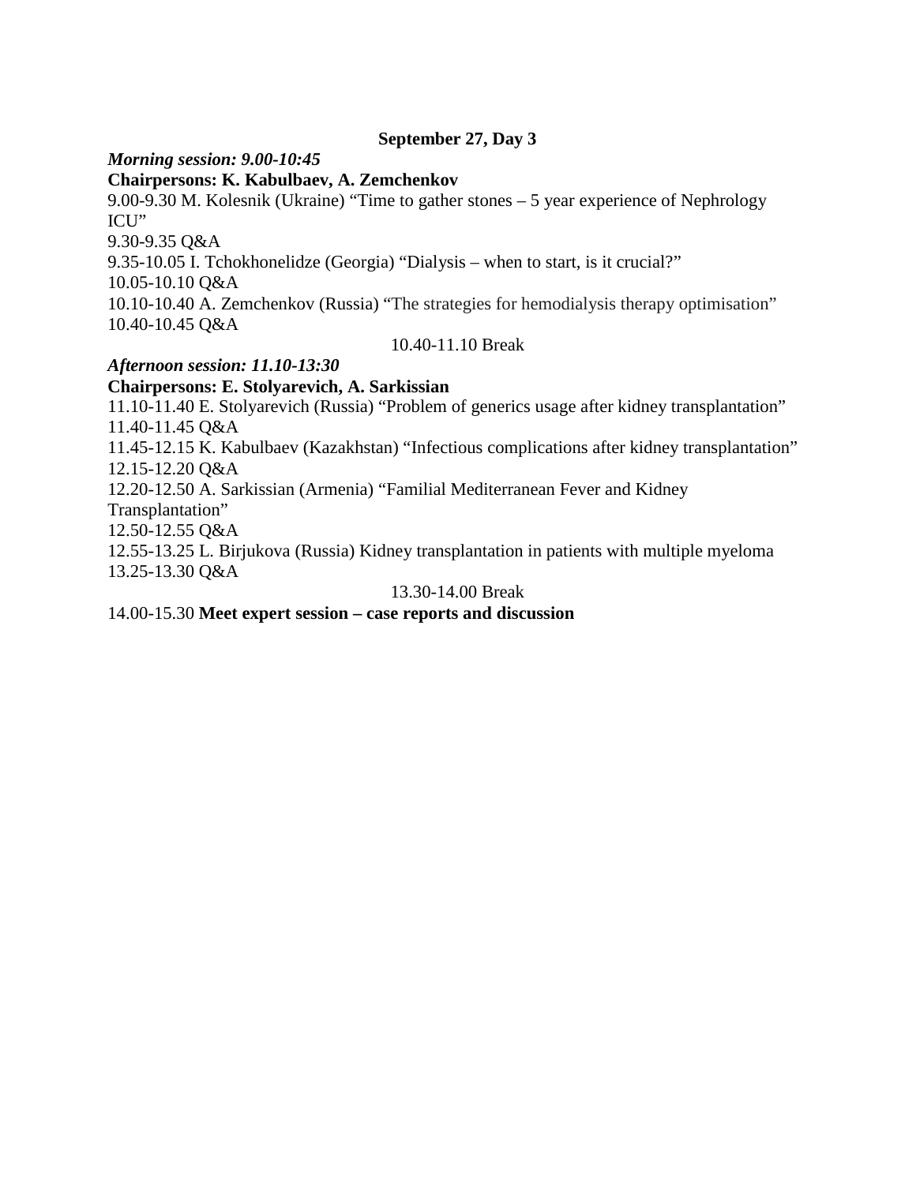**September 27, Day 3**

***Morning session: 9.00-10:45***

**Chairpersons: K. Kabulbaev, A. Zemchenkov**

9.00-9.30 M. Kolesnik (Ukraine) “Time to gather stones – 5 year experience of Nephrology ICU”

9.30-9.35 Q&A

9.35-10.05 I. Tchokhonelidze (Georgia) “Dialysis – when to start, is it crucial?”

10.05-10.10 Q&A

10.10-10.40 A. Zemchenkov (Russia) “The strategies for hemodialysis therapy optimisation”

10.40-10.45 Q&A

10.40-11.10 Break

***Afternoon session: 11.10-13:30***

**Chairpersons: E. Stolyarevich, A. Sarkissian**

11.10-11.40 E. Stolyarevich (Russia) “Problem of generics usage after kidney transplantation”

11.40-11.45 Q&A

11.45-12.15 K. Kabulbaev (Kazakhstan) “Infectious complications after kidney transplantation”

12.15-12.20 Q&A

12.20-12.50 A. Sarkissian (Armenia) “Familial Mediterranean Fever and Kidney Transplantation”

12.50-12.55 Q&A

12.55-13.25 L. Birjukova (Russia) Kidney transplantation in patients with multiple myeloma

13.25-13.30 Q&A

13.30-14.00 Break

14.00-15.30 **Meet expert session – case reports and discussion**